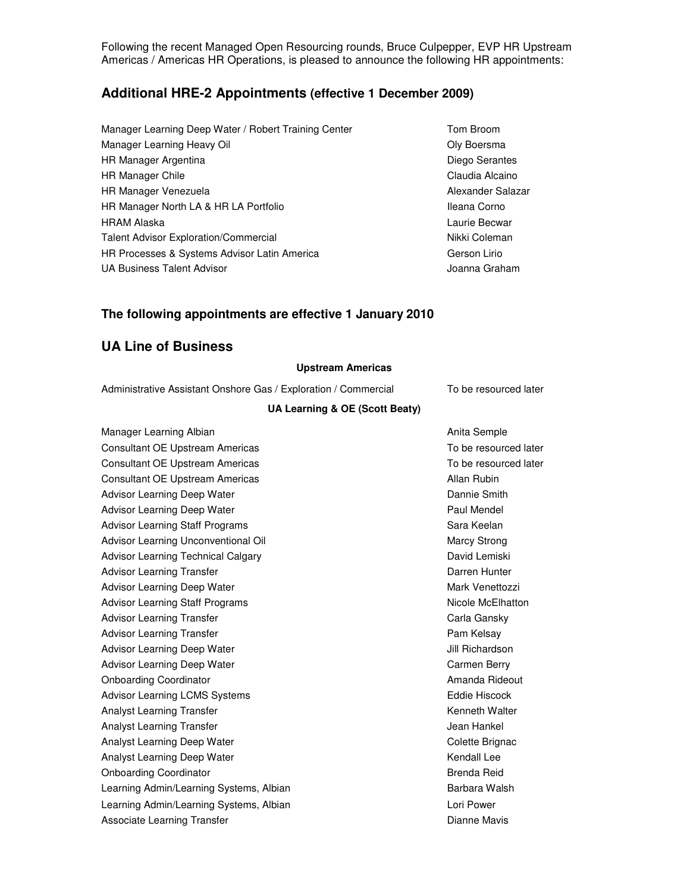Following the recent Managed Open Resourcing rounds, Bruce Culpepper, EVP HR Upstream Americas / Americas HR Operations, is pleased to announce the following HR appointments:

## Additional HRE-2 Appointments (effective 1 December 2009)

| | |
|---|---|
| Manager Learning Deep Water / Robert Training Center | Tom Broom |
| Manager Learning Heavy Oil | Oly Boersma |
| HR Manager Argentina | Diego Serantes |
| HR Manager Chile | Claudia Alcaino |
| HR Manager Venezuela | Alexander Salazar |
| HR Manager North LA & HR LA Portfolio | Ileana Corno |
| HRAM Alaska | Laurie Becwar |
| Talent Advisor Exploration/Commercial | Nikki Coleman |
| HR Processes & Systems Advisor Latin America | Gerson Lirio |
| UA Business Talent Advisor | Joanna Graham |

### The following appointments are effective 1 January 2010

## UA Line of Business

**Upstream Americas**

| | |
|---|---|
| Administrative Assistant Onshore Gas / Exploration / Commercial | To be resourced later |

**UA Learning & OE (Scott Beaty)**

| | |
|---|---|
| Manager Learning Albian | Anita Semple |
| Consultant OE Upstream Americas | To be resourced later |
| Consultant OE Upstream Americas | To be resourced later |
| Consultant OE Upstream Americas | Allan Rubin |
| Advisor Learning Deep Water | Dannie Smith |
| Advisor Learning Deep Water | Paul Mendel |
| Advisor Learning Staff Programs | Sara Keelan |
| Advisor Learning Unconventional Oil | Marcy Strong |
| Advisor Learning Technical Calgary | David Lemiski |
| Advisor Learning Transfer | Darren Hunter |
| Advisor Learning Deep Water | Mark Venettozzi |
| Advisor Learning Staff Programs | Nicole McElhatton |
| Advisor Learning Transfer | Carla Gansky |
| Advisor Learning Transfer | Pam Kelsay |
| Advisor Learning Deep Water | Jill Richardson |
| Advisor Learning Deep Water | Carmen Berry |
| Onboarding Coordinator | Amanda Rideout |
| Advisor Learning LCMS Systems | Eddie Hiscock |
| Analyst Learning Transfer | Kenneth Walter |
| Analyst Learning Transfer | Jean Hankel |
| Analyst Learning Deep Water | Colette Brignac |
| Analyst Learning Deep Water | Kendall Lee |
| Onboarding Coordinator | Brenda Reid |
| Learning Admin/Learning Systems, Albian | Barbara Walsh |
| Learning Admin/Learning Systems, Albian | Lori Power |
| Associate Learning Transfer | Dianne Mavis |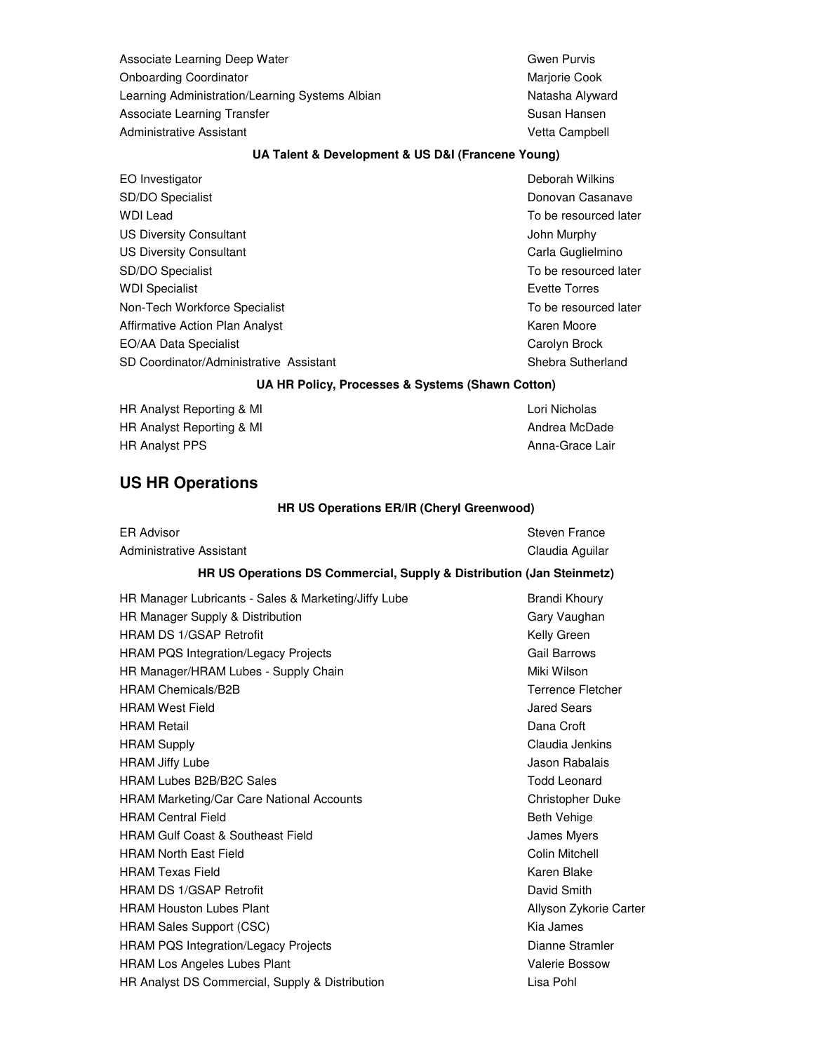| | |
|---|---|
| Associate Learning Deep Water | Gwen Purvis |
| Onboarding Coordinator | Marjorie Cook |
| Learning Administration/Learning Systems Albian | Natasha Alyward |
| Associate Learning Transfer | Susan Hansen |
| Administrative Assistant | Vetta Campbell |

**UA Talent & Development & US D&I (Francene Young)**

| | |
|---|---|
| EO Investigator | Deborah Wilkins |
| SD/DO Specialist | Donovan Casanave |
| WDI Lead | To be resourced later |
| US Diversity Consultant | John Murphy |
| US Diversity Consultant | Carla Guglielmino |
| SD/DO Specialist | To be resourced later |
| WDI Specialist | Evette Torres |
| Non-Tech Workforce Specialist | To be resourced later |
| Affirmative Action Plan Analyst | Karen Moore |
| EO/AA Data Specialist | Carolyn Brock |
| SD Coordinator/Administrative Assistant | Shebra Sutherland |

**UA HR Policy, Processes & Systems (Shawn Cotton)**

| | |
|---|---|
| HR Analyst Reporting & MI | Lori Nicholas |
| HR Analyst Reporting & MI | Andrea McDade |
| HR Analyst PPS | Anna-Grace Lair |

## US HR Operations

**HR US Operations ER/IR (Cheryl Greenwood)**

| | |
|---|---|
| ER Advisor | Steven France |
| Administrative Assistant | Claudia Aguilar |

**HR US Operations DS Commercial, Supply & Distribution (Jan Steinmetz)**

| | |
|---|---|
| HR Manager Lubricants - Sales & Marketing/Jiffy Lube | Brandi Khoury |
| HR Manager Supply & Distribution | Gary Vaughan |
| HRAM DS 1/GSAP Retrofit | Kelly Green |
| HRAM PQS Integration/Legacy Projects | Gail Barrows |
| HR Manager/HRAM Lubes - Supply Chain | Miki Wilson |
| HRAM Chemicals/B2B | Terrence Fletcher |
| HRAM West Field | Jared Sears |
| HRAM Retail | Dana Croft |
| HRAM Supply | Claudia Jenkins |
| HRAM Jiffy Lube | Jason Rabalais |
| HRAM Lubes B2B/B2C Sales | Todd Leonard |
| HRAM Marketing/Car Care National Accounts | Christopher Duke |
| HRAM Central Field | Beth Vehige |
| HRAM Gulf Coast & Southeast Field | James Myers |
| HRAM North East Field | Colin Mitchell |
| HRAM Texas Field | Karen Blake |
| HRAM DS 1/GSAP Retrofit | David Smith |
| HRAM Houston Lubes Plant | Allyson Zykorie Carter |
| HRAM Sales Support (CSC) | Kia James |
| HRAM PQS Integration/Legacy Projects | Dianne Stramler |
| HRAM Los Angeles Lubes Plant | Valerie Bossow |
| HR Analyst DS Commercial, Supply & Distribution | Lisa Pohl |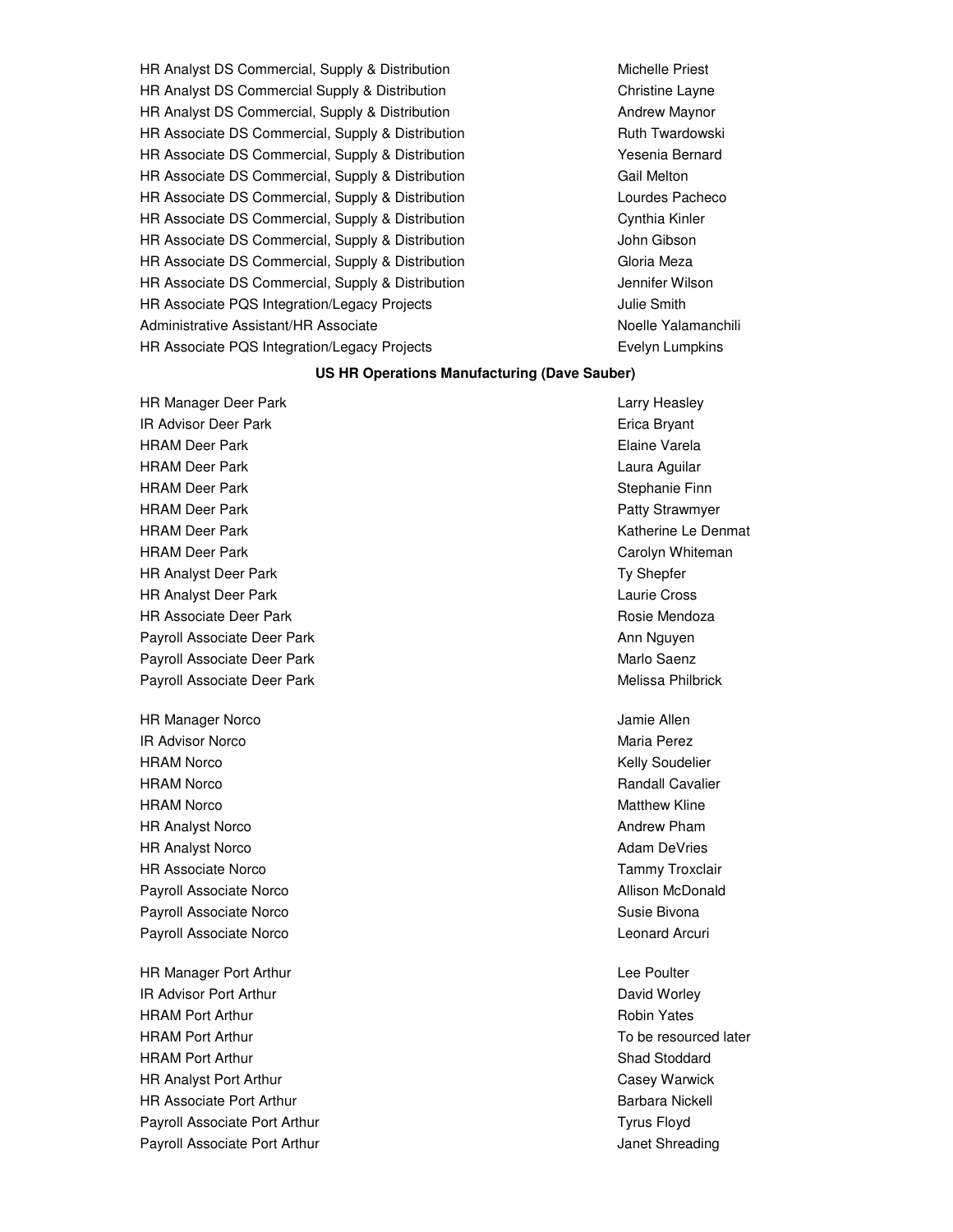| | |
|---|---|
| HR Analyst DS Commercial, Supply & Distribution | Michelle Priest |
| HR Analyst DS Commercial Supply & Distribution | Christine Layne |
| HR Analyst DS Commercial, Supply & Distribution | Andrew Maynor |
| HR Associate DS Commercial, Supply & Distribution | Ruth Twardowski |
| HR Associate DS Commercial, Supply & Distribution | Yesenia Bernard |
| HR Associate DS Commercial, Supply & Distribution | Gail Melton |
| HR Associate DS Commercial, Supply & Distribution | Lourdes Pacheco |
| HR Associate DS Commercial, Supply & Distribution | Cynthia Kinler |
| HR Associate DS Commercial, Supply & Distribution | John Gibson |
| HR Associate DS Commercial, Supply & Distribution | Gloria Meza |
| HR Associate DS Commercial, Supply & Distribution | Jennifer Wilson |
| HR Associate PQS Integration/Legacy Projects | Julie Smith |
| Administrative Assistant/HR Associate | Noelle Yalamanchili |
| HR Associate PQS Integration/Legacy Projects | Evelyn Lumpkins |

**US HR Operations Manufacturing (Dave Sauber)**

| | |
|---|---|
| HR Manager Deer Park | Larry Heasley |
| IR Advisor Deer Park | Erica Bryant |
| HRAM Deer Park | Elaine Varela |
| HRAM Deer Park | Laura Aguilar |
| HRAM Deer Park | Stephanie Finn |
| HRAM Deer Park | Patty Strawmyer |
| HRAM Deer Park | Katherine Le Denmat |
| HRAM Deer Park | Carolyn Whiteman |
| HR Analyst Deer Park | Ty Shepfer |
| HR Analyst Deer Park | Laurie Cross |
| HR Associate Deer Park | Rosie Mendoza |
| Payroll Associate Deer Park | Ann Nguyen |
| Payroll Associate Deer Park | Marlo Saenz |
| Payroll Associate Deer Park | Melissa Philbrick |

| | |
|---|---|
| HR Manager Norco | Jamie Allen |
| IR Advisor Norco | Maria Perez |
| HRAM Norco | Kelly Soudelier |
| HRAM Norco | Randall Cavalier |
| HRAM Norco | Matthew Kline |
| HR Analyst Norco | Andrew Pham |
| HR Analyst Norco | Adam DeVries |
| HR Associate Norco | Tammy Troxclair |
| Payroll Associate Norco | Allison McDonald |
| Payroll Associate Norco | Susie Bivona |
| Payroll Associate Norco | Leonard Arcuri |

| | |
|---|---|
| HR Manager Port Arthur | Lee Poulter |
| IR Advisor Port Arthur | David Worley |
| HRAM Port Arthur | Robin Yates |
| HRAM Port Arthur | To be resourced later |
| HRAM Port Arthur | Shad Stoddard |
| HR Analyst Port Arthur | Casey Warwick |
| HR Associate Port Arthur | Barbara Nickell |
| Payroll Associate Port Arthur | Tyrus Floyd |
| Payroll Associate Port Arthur | Janet Shreading |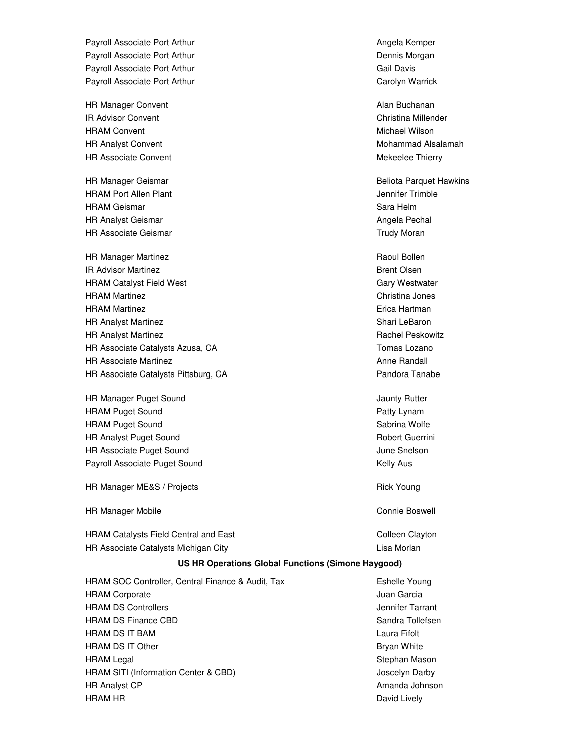| | |
|---|---|
| Payroll Associate Port Arthur | Angela Kemper |
| Payroll Associate Port Arthur | Dennis Morgan |
| Payroll Associate Port Arthur | Gail Davis |
| Payroll Associate Port Arthur | Carolyn Warrick |
| | |
| HR Manager Convent | Alan Buchanan |
| IR Advisor Convent | Christina Millender |
| HRAM Convent | Michael Wilson |
| HR Analyst Convent | Mohammad Alsalamah |
| HR Associate Convent | Mekeelee Thierry |
| | |
| HR Manager Geismar | Beliota Parquet Hawkins |
| HRAM Port Allen Plant | Jennifer Trimble |
| HRAM Geismar | Sara Helm |
| HR Analyst Geismar | Angela Pechal |
| HR Associate Geismar | Trudy Moran |
| | |
| HR Manager Martinez | Raoul Bollen |
| IR Advisor Martinez | Brent Olsen |
| HRAM Catalyst Field West | Gary Westwater |
| HRAM Martinez | Christina Jones |
| HRAM Martinez | Erica Hartman |
| HR Analyst Martinez | Shari LeBaron |
| HR Analyst Martinez | Rachel Peskowitz |
| HR Associate Catalysts Azusa, CA | Tomas Lozano |
| HR Associate Martinez | Anne Randall |
| HR Associate Catalysts Pittsburg, CA | Pandora Tanabe |
| | |
| HR Manager Puget Sound | Jaunty Rutter |
| HRAM Puget Sound | Patty Lynam |
| HRAM Puget Sound | Sabrina Wolfe |
| HR Analyst Puget Sound | Robert Guerrini |
| HR Associate Puget Sound | June Snelson |
| Payroll Associate Puget Sound | Kelly Aus |
| | |
| HR Manager ME&S / Projects | Rick Young |
| | |
| HR Manager Mobile | Connie Boswell |
| | |
| HRAM Catalysts Field Central and East | Colleen Clayton |
| HR Associate Catalysts Michigan City | Lisa Morlan |

**US HR Operations Global Functions (Simone Haygood)**

| | |
|---|---|
| HRAM SOC Controller, Central Finance & Audit, Tax | Eshelle Young |
| HRAM Corporate | Juan Garcia |
| HRAM DS Controllers | Jennifer Tarrant |
| HRAM DS Finance CBD | Sandra Tollefsen |
| HRAM DS IT BAM | Laura Fifolt |
| HRAM DS IT Other | Bryan White |
| HRAM Legal | Stephan Mason |
| HRAM SITI (Information Center & CBD) | Joscelyn Darby |
| HR Analyst CP | Amanda Johnson |
| HRAM HR | David Lively |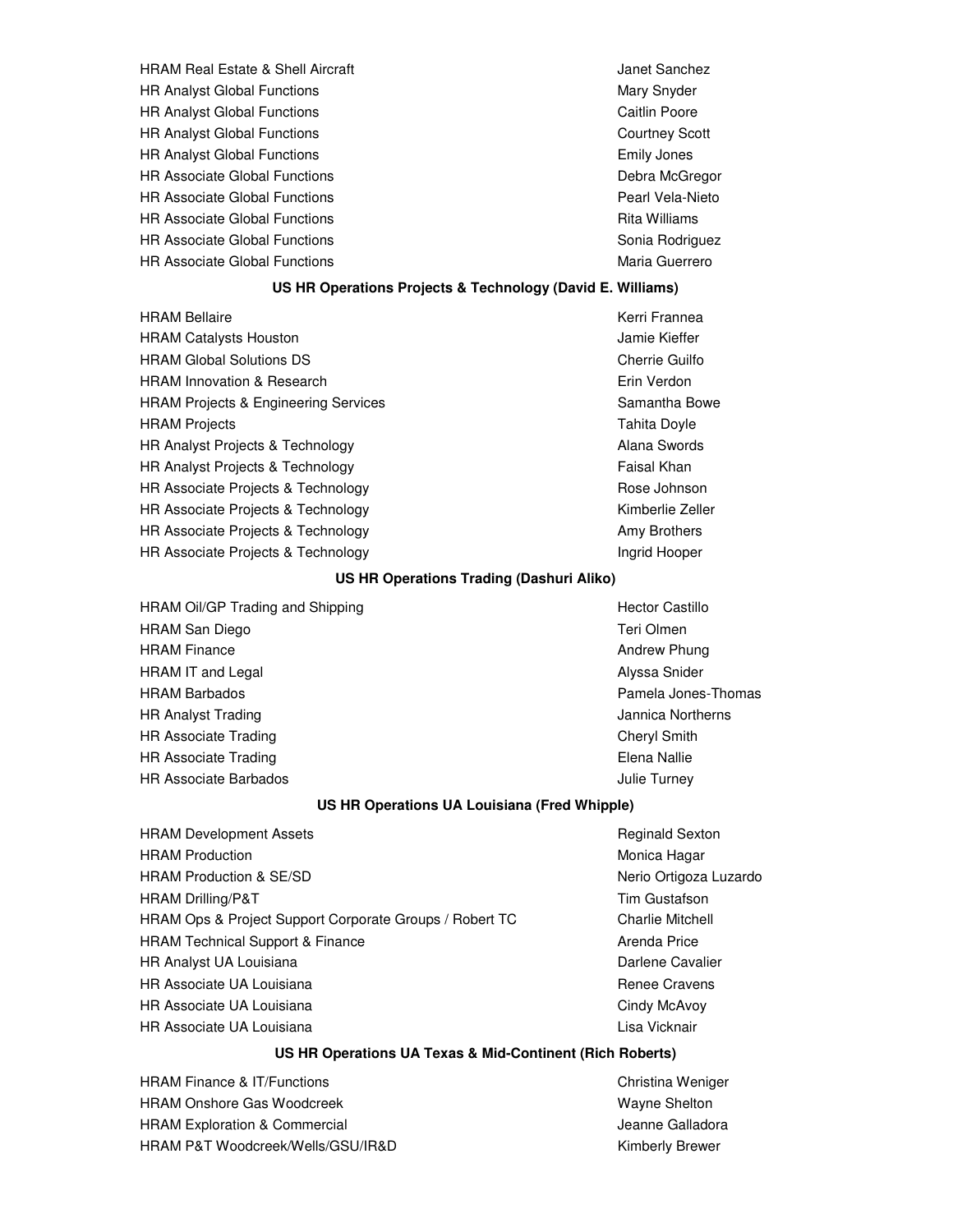| | |
|---|---|
| HRAM Real Estate & Shell Aircraft | Janet Sanchez |
| HR Analyst Global Functions | Mary Snyder |
| HR Analyst Global Functions | Caitlin Poore |
| HR Analyst Global Functions | Courtney Scott |
| HR Analyst Global Functions | Emily Jones |
| HR Associate Global Functions | Debra McGregor |
| HR Associate Global Functions | Pearl Vela-Nieto |
| HR Associate Global Functions | Rita Williams |
| HR Associate Global Functions | Sonia Rodriguez |
| HR Associate Global Functions | Maria Guerrero |

**US HR Operations Projects & Technology (David E. Williams)**

| | |
|---|---|
| HRAM Bellaire | Kerri Frannea |
| HRAM Catalysts Houston | Jamie Kieffer |
| HRAM Global Solutions DS | Cherrie Guilfo |
| HRAM Innovation & Research | Erin Verdon |
| HRAM Projects & Engineering Services | Samantha Bowe |
| HRAM Projects | Tahita Doyle |
| HR Analyst Projects & Technology | Alana Swords |
| HR Analyst Projects & Technology | Faisal Khan |
| HR Associate Projects & Technology | Rose Johnson |
| HR Associate Projects & Technology | Kimberlie Zeller |
| HR Associate Projects & Technology | Amy Brothers |
| HR Associate Projects & Technology | Ingrid Hooper |

**US HR Operations Trading (Dashuri Aliko)**

| | |
|---|---|
| HRAM Oil/GP Trading and Shipping | Hector Castillo |
| HRAM San Diego | Teri Olmen |
| HRAM Finance | Andrew Phung |
| HRAM IT and Legal | Alyssa Snider |
| HRAM Barbados | Pamela Jones-Thomas |
| HR Analyst Trading | Jannica Northerns |
| HR Associate Trading | Cheryl Smith |
| HR Associate Trading | Elena Nallie |
| HR Associate Barbados | Julie Turney |

**US HR Operations UA Louisiana (Fred Whipple)**

| | |
|---|---|
| HRAM Development Assets | Reginald Sexton |
| HRAM Production | Monica Hagar |
| HRAM Production & SE/SD | Nerio Ortigoza Luzardo |
| HRAM Drilling/P&T | Tim Gustafson |
| HRAM Ops & Project Support Corporate Groups / Robert TC | Charlie Mitchell |
| HRAM Technical Support & Finance | Arenda Price |
| HR Analyst UA Louisiana | Darlene Cavalier |
| HR Associate UA Louisiana | Renee Cravens |
| HR Associate UA Louisiana | Cindy McAvoy |
| HR Associate UA Louisiana | Lisa Vicknair |

**US HR Operations UA Texas & Mid-Continent (Rich Roberts)**

| | |
|---|---|
| HRAM Finance & IT/Functions | Christina Weniger |
| HRAM Onshore Gas Woodcreek | Wayne Shelton |
| HRAM Exploration & Commercial | Jeanne Galladora |
| HRAM P&T Woodcreek/Wells/GSU/IR&D | Kimberly Brewer |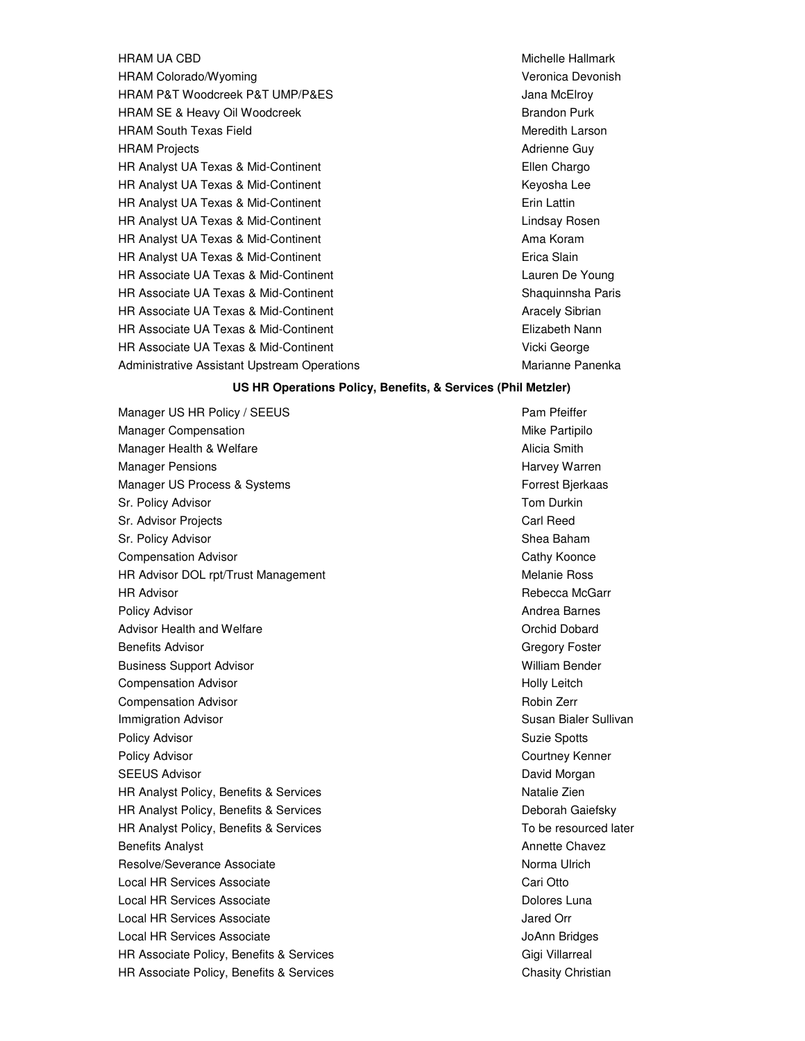| | |
|---|---|
| HRAM UA CBD | Michelle Hallmark |
| HRAM Colorado/Wyoming | Veronica Devonish |
| HRAM P&T Woodcreek P&T UMP/P&ES | Jana McElroy |
| HRAM SE & Heavy Oil Woodcreek | Brandon Purk |
| HRAM South Texas Field | Meredith Larson |
| HRAM Projects | Adrienne Guy |
| HR Analyst UA Texas & Mid-Continent | Ellen Chargo |
| HR Analyst UA Texas & Mid-Continent | Keyosha Lee |
| HR Analyst UA Texas & Mid-Continent | Erin Lattin |
| HR Analyst UA Texas & Mid-Continent | Lindsay Rosen |
| HR Analyst UA Texas & Mid-Continent | Ama Koram |
| HR Analyst UA Texas & Mid-Continent | Erica Slain |
| HR Associate UA Texas & Mid-Continent | Lauren De Young |
| HR Associate UA Texas & Mid-Continent | Shaquinnsha Paris |
| HR Associate UA Texas & Mid-Continent | Aracely Sibrian |
| HR Associate UA Texas & Mid-Continent | Elizabeth Nann |
| HR Associate UA Texas & Mid-Continent | Vicki George |
| Administrative Assistant Upstream Operations | Marianne Panenka |

**US HR Operations Policy, Benefits, & Services (Phil Metzler)**

| | |
|---|---|
| Manager US HR Policy / SEEUS | Pam Pfeiffer |
| Manager Compensation | Mike Partipilo |
| Manager Health & Welfare | Alicia Smith |
| Manager Pensions | Harvey Warren |
| Manager US Process & Systems | Forrest Bjerkaas |
| Sr. Policy Advisor | Tom Durkin |
| Sr. Advisor Projects | Carl Reed |
| Sr. Policy Advisor | Shea Baham |
| Compensation Advisor | Cathy Koonce |
| HR Advisor DOL rpt/Trust Management | Melanie Ross |
| HR Advisor | Rebecca McGarr |
| Policy Advisor | Andrea Barnes |
| Advisor Health and Welfare | Orchid Dobard |
| Benefits Advisor | Gregory Foster |
| Business Support Advisor | William Bender |
| Compensation Advisor | Holly Leitch |
| Compensation Advisor | Robin Zerr |
| Immigration Advisor | Susan Bialer Sullivan |
| Policy Advisor | Suzie Spotts |
| Policy Advisor | Courtney Kenner |
| SEEUS Advisor | David Morgan |
| HR Analyst Policy, Benefits & Services | Natalie Zien |
| HR Analyst Policy, Benefits & Services | Deborah Gaiefsky |
| HR Analyst Policy, Benefits & Services | To be resourced later |
| Benefits Analyst | Annette Chavez |
| Resolve/Severance Associate | Norma Ulrich |
| Local HR Services Associate | Cari Otto |
| Local HR Services Associate | Dolores Luna |
| Local HR Services Associate | Jared Orr |
| Local HR Services Associate | JoAnn Bridges |
| HR Associate Policy, Benefits & Services | Gigi Villarreal |
| HR Associate Policy, Benefits & Services | Chasity Christian |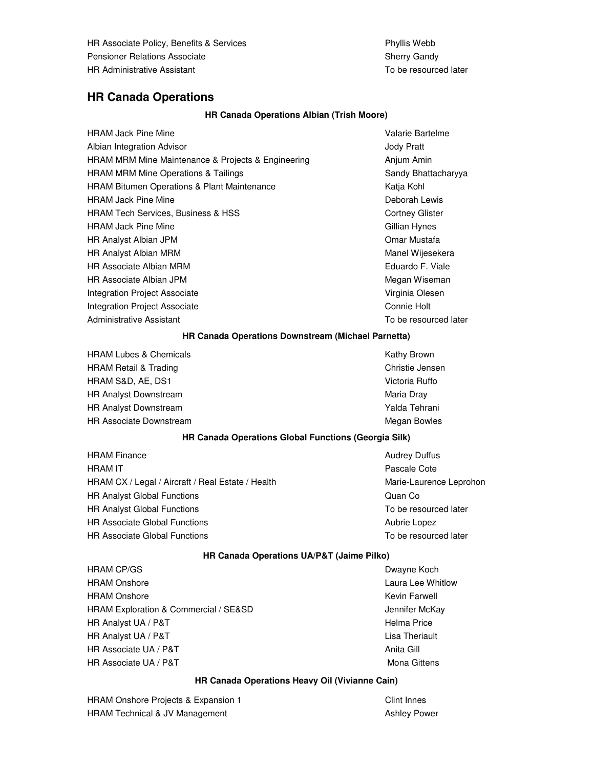| | |
|---|---|
| HR Associate Policy, Benefits & Services | Phyllis Webb |
| Pensioner Relations Associate | Sherry Gandy |
| HR Administrative Assistant | To be resourced later |

## HR Canada Operations

### HR Canada Operations Albian (Trish Moore)

| | |
|---|---|
| HRAM Jack Pine Mine | Valarie Bartelme |
| Albian Integration Advisor | Jody Pratt |
| HRAM MRM Mine Maintenance & Projects & Engineering | Anjum Amin |
| HRAM MRM Mine Operations & Tailings | Sandy Bhattacharyya |
| HRAM Bitumen Operations & Plant Maintenance | Katja Kohl |
| HRAM Jack Pine Mine | Deborah Lewis |
| HRAM Tech Services, Business & HSS | Cortney Glister |
| HRAM Jack Pine Mine | Gillian Hynes |
| HR Analyst Albian JPM | Omar Mustafa |
| HR Analyst Albian MRM | Manel Wijesekera |
| HR Associate Albian MRM | Eduardo F. Viale |
| HR Associate Albian JPM | Megan Wiseman |
| Integration Project Associate | Virginia Olesen |
| Integration Project Associate | Connie Holt |
| Administrative Assistant | To be resourced later |

### HR Canada Operations Downstream (Michael Parnetta)

| | |
|---|---|
| HRAM Lubes & Chemicals | Kathy Brown |
| HRAM Retail & Trading | Christie Jensen |
| HRAM S&D, AE, DS1 | Victoria Ruffo |
| HR Analyst Downstream | Maria Dray |
| HR Analyst Downstream | Yalda Tehrani |
| HR Associate Downstream | Megan Bowles |

### HR Canada Operations Global Functions (Georgia Silk)

| | |
|---|---|
| HRAM Finance | Audrey Duffus |
| HRAM IT | Pascale Cote |
| HRAM CX / Legal / Aircraft / Real Estate / Health | Marie-Laurence Leprohon |
| HR Analyst Global Functions | Quan Co |
| HR Analyst Global Functions | To be resourced later |
| HR Associate Global Functions | Aubrie Lopez |
| HR Associate Global Functions | To be resourced later |

### HR Canada Operations UA/P&T (Jaime Pilko)

| | |
|---|---|
| HRAM CP/GS | Dwayne Koch |
| HRAM Onshore | Laura Lee Whitlow |
| HRAM Onshore | Kevin Farwell |
| HRAM Exploration & Commercial / SE&SD | Jennifer McKay |
| HR Analyst UA / P&T | Helma Price |
| HR Analyst UA / P&T | Lisa Theriault |
| HR Associate UA / P&T | Anita Gill |
| HR Associate UA / P&T | Mona Gittens |

### HR Canada Operations Heavy Oil (Vivianne Cain)

| | |
|---|---|
| HRAM Onshore Projects & Expansion 1 | Clint Innes |
| HRAM Technical & JV Management | Ashley Power |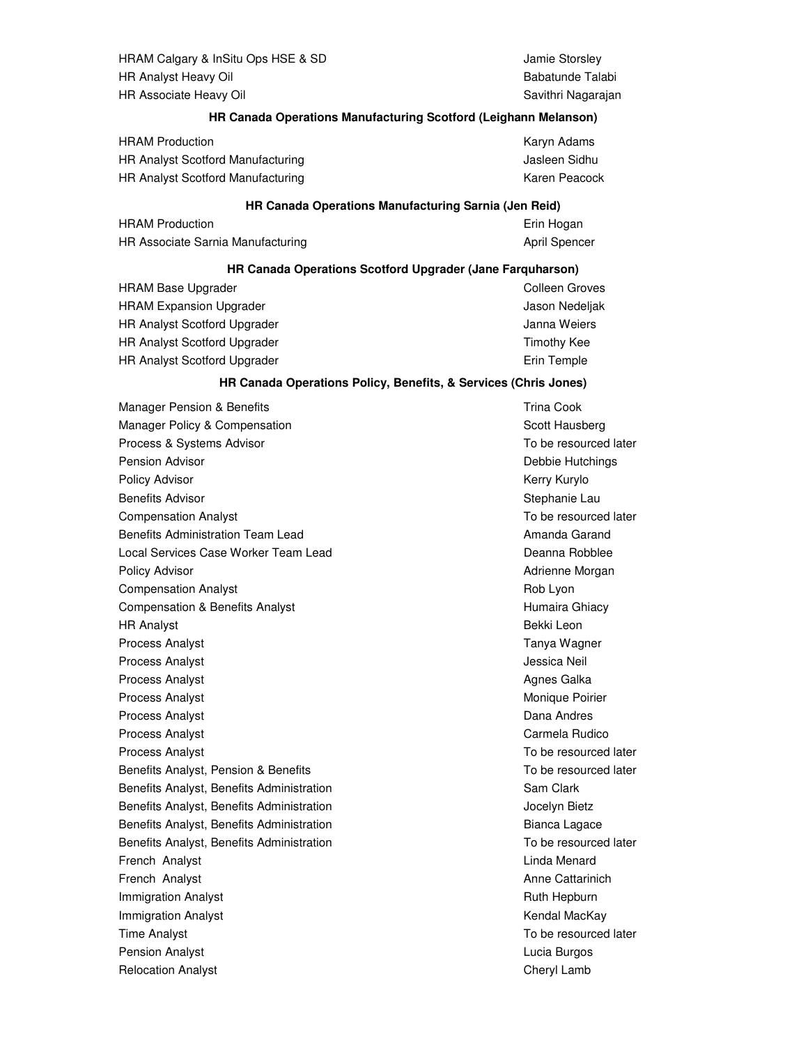| | |
|---|---|
| HRAM Calgary & InSitu Ops HSE & SD | Jamie Storsley |
| HR Analyst Heavy Oil | Babatunde Talabi |
| HR Associate Heavy Oil | Savithri Nagarajan |

**HR Canada Operations Manufacturing Scotford (Leighann Melanson)**

| | |
|---|---|
| HRAM Production | Karyn Adams |
| HR Analyst Scotford Manufacturing | Jasleen Sidhu |
| HR Analyst Scotford Manufacturing | Karen Peacock |

**HR Canada Operations Manufacturing Sarnia (Jen Reid)**

| | |
|---|---|
| HRAM Production | Erin Hogan |
| HR Associate Sarnia Manufacturing | April Spencer |

**HR Canada Operations Scotford Upgrader (Jane Farquharson)**

| | |
|---|---|
| HRAM Base Upgrader | Colleen Groves |
| HRAM Expansion Upgrader | Jason Nedeljak |
| HR Analyst Scotford Upgrader | Janna Weiers |
| HR Analyst Scotford Upgrader | Timothy Kee |
| HR Analyst Scotford Upgrader | Erin Temple |

**HR Canada Operations Policy, Benefits, & Services (Chris Jones)**

| | |
|---|---|
| Manager Pension & Benefits | Trina Cook |
| Manager Policy & Compensation | Scott Hausberg |
| Process & Systems Advisor | To be resourced later |
| Pension Advisor | Debbie Hutchings |
| Policy Advisor | Kerry Kurylo |
| Benefits Advisor | Stephanie Lau |
| Compensation Analyst | To be resourced later |
| Benefits Administration Team Lead | Amanda Garand |
| Local Services Case Worker Team Lead | Deanna Robblee |
| Policy Advisor | Adrienne Morgan |
| Compensation Analyst | Rob Lyon |
| Compensation & Benefits Analyst | Humaira Ghiacy |
| HR Analyst | Bekki Leon |
| Process Analyst | Tanya Wagner |
| Process Analyst | Jessica Neil |
| Process Analyst | Agnes Galka |
| Process Analyst | Monique Poirier |
| Process Analyst | Dana Andres |
| Process Analyst | Carmela Rudico |
| Process Analyst | To be resourced later |
| Benefits Analyst, Pension & Benefits | To be resourced later |
| Benefits Analyst, Benefits Administration | Sam Clark |
| Benefits Analyst, Benefits Administration | Jocelyn Bietz |
| Benefits Analyst, Benefits Administration | Bianca Lagace |
| Benefits Analyst, Benefits Administration | To be resourced later |
| French Analyst | Linda Menard |
| French Analyst | Anne Cattarinich |
| Immigration Analyst | Ruth Hepburn |
| Immigration Analyst | Kendal MacKay |
| Time Analyst | To be resourced later |
| Pension Analyst | Lucia Burgos |
| Relocation Analyst | Cheryl Lamb |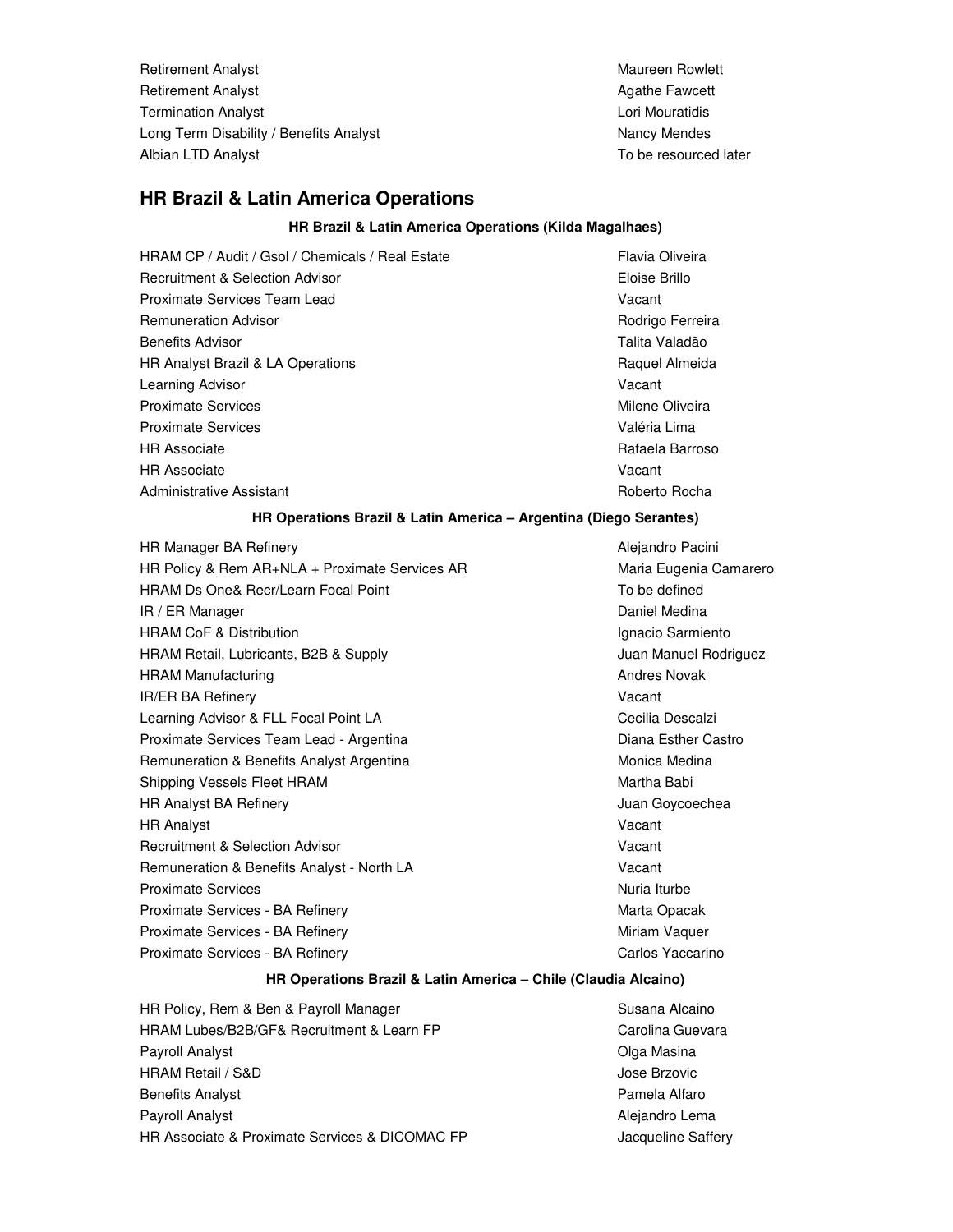| | |
|---|---|
| Retirement Analyst | Maureen Rowlett |
| Retirement Analyst | Agathe Fawcett |
| Termination Analyst | Lori Mouratidis |
| Long Term Disability / Benefits Analyst | Nancy Mendes |
| Albian LTD Analyst | To be resourced later |

## HR Brazil & Latin America Operations

**HR Brazil & Latin America Operations (Kilda Magalhaes)**

| | |
|---|---|
| HRAM CP / Audit / Gsol / Chemicals / Real Estate | Flavia Oliveira |
| Recruitment & Selection Advisor | Eloise Brillo |
| Proximate Services Team Lead | Vacant |
| Remuneration Advisor | Rodrigo Ferreira |
| Benefits Advisor | Talita Valadão |
| HR Analyst Brazil & LA Operations | Raquel Almeida |
| Learning Advisor | Vacant |
| Proximate Services | Milene Oliveira |
| Proximate Services | Valéria Lima |
| HR Associate | Rafaela Barroso |
| HR Associate | Vacant |
| Administrative Assistant | Roberto Rocha |

**HR Operations Brazil & Latin America – Argentina (Diego Serantes)**

| | |
|---|---|
| HR Manager BA Refinery | Alejandro Pacini |
| HR Policy & Rem AR+NLA + Proximate Services AR | Maria Eugenia Camarero |
| HRAM Ds One& Recr/Learn Focal Point | To be defined |
| IR / ER Manager | Daniel Medina |
| HRAM CoF & Distribution | Ignacio Sarmiento |
| HRAM Retail, Lubricants, B2B & Supply | Juan Manuel Rodriguez |
| HRAM Manufacturing | Andres Novak |
| IR/ER BA Refinery | Vacant |
| Learning Advisor & FLL Focal Point LA | Cecilia Descalzi |
| Proximate Services Team Lead - Argentina | Diana Esther Castro |
| Remuneration & Benefits Analyst Argentina | Monica Medina |
| Shipping Vessels Fleet HRAM | Martha Babi |
| HR Analyst BA Refinery | Juan Goycoechea |
| HR Analyst | Vacant |
| Recruitment & Selection Advisor | Vacant |
| Remuneration & Benefits Analyst - North LA | Vacant |
| Proximate Services | Nuria Iturbe |
| Proximate Services - BA Refinery | Marta Opacak |
| Proximate Services - BA Refinery | Miriam Vaquer |
| Proximate Services - BA Refinery | Carlos Yaccarino |

**HR Operations Brazil & Latin America – Chile (Claudia Alcaino)**

| | |
|---|---|
| HR Policy, Rem & Ben & Payroll Manager | Susana Alcaino |
| HRAM Lubes/B2B/GF& Recruitment & Learn FP | Carolina Guevara |
| Payroll Analyst | Olga Masina |
| HRAM Retail / S&D | Jose Brzovic |
| Benefits Analyst | Pamela Alfaro |
| Payroll Analyst | Alejandro Lema |
| HR Associate & Proximate Services & DICOMAC FP | Jacqueline Saffery |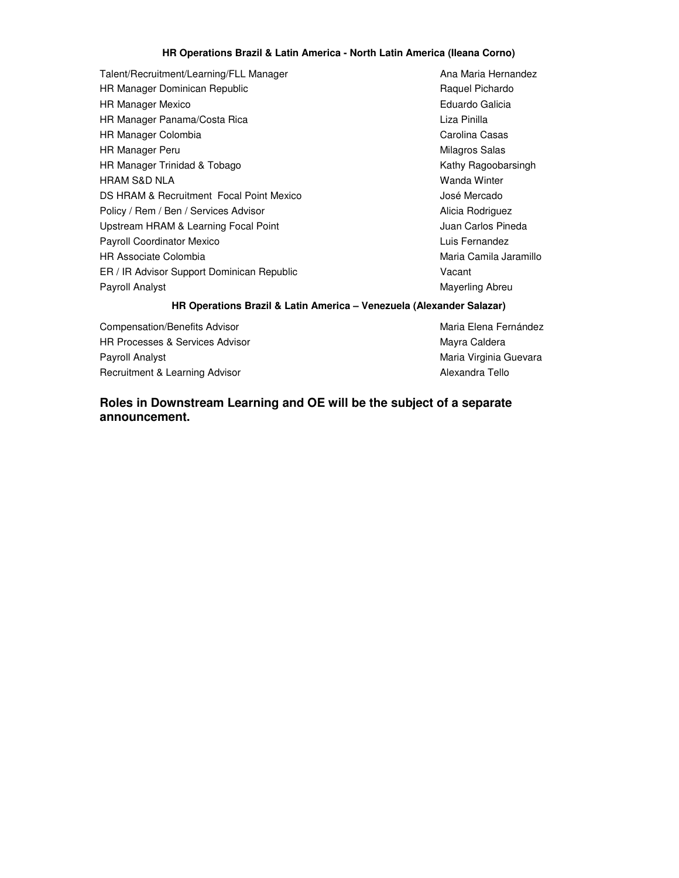**HR Operations Brazil & Latin America - North Latin America (Ileana Corno)**

| | |
|---|---|
| Talent/Recruitment/Learning/FLL Manager | Ana Maria Hernandez |
| HR Manager Dominican Republic | Raquel Pichardo |
| HR Manager Mexico | Eduardo Galicia |
| HR Manager Panama/Costa Rica | Liza Pinilla |
| HR Manager Colombia | Carolina Casas |
| HR Manager Peru | Milagros Salas |
| HR Manager Trinidad & Tobago | Kathy Ragoobarsingh |
| HRAM S&D NLA | Wanda Winter |
| DS HRAM & Recruitment Focal Point Mexico | José Mercado |
| Policy / Rem / Ben / Services Advisor | Alicia Rodriguez |
| Upstream HRAM & Learning Focal Point | Juan Carlos Pineda |
| Payroll Coordinator Mexico | Luis Fernandez |
| HR Associate Colombia | Maria Camila Jaramillo |
| ER / IR Advisor Support Dominican Republic | Vacant |
| Payroll Analyst | Mayerling Abreu |

**HR Operations Brazil & Latin America – Venezuela (Alexander Salazar)**

| | |
|---|---|
| Compensation/Benefits Advisor | Maria Elena Fernández |
| HR Processes & Services Advisor | Mayra Caldera |
| Payroll Analyst | Maria Virginia Guevara |
| Recruitment & Learning Advisor | Alexandra Tello |

**Roles in Downstream Learning and OE will be the subject of a separate announcement.**